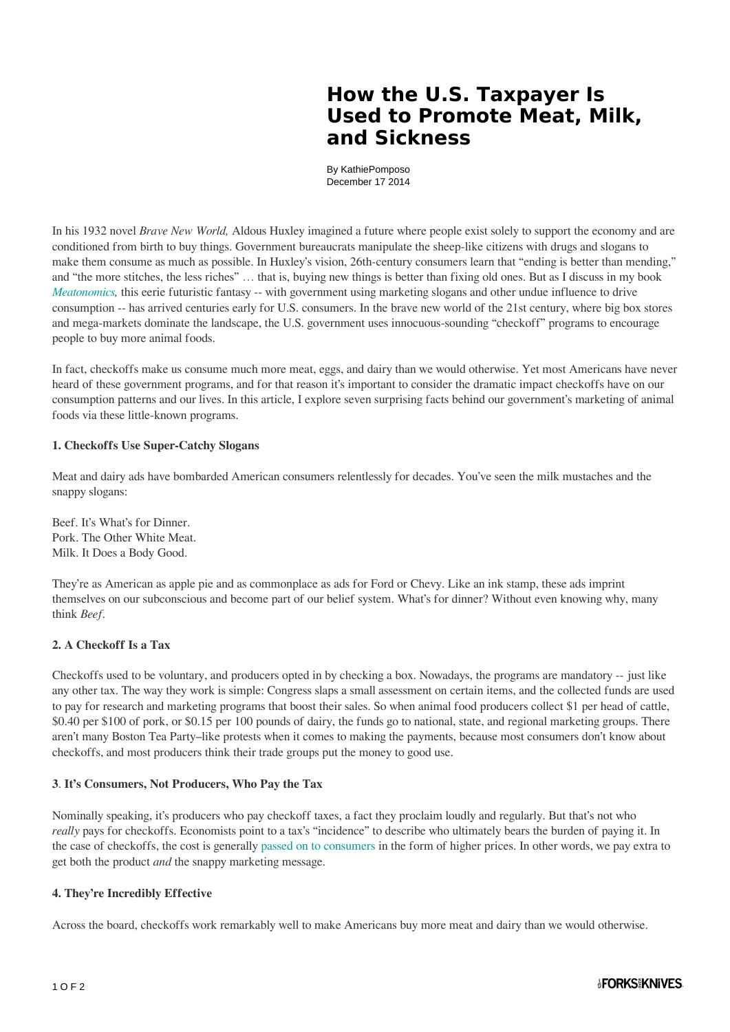# How the U.S. Taxpayer Is Used to Promote Meat, Milk, and Sickness

By KathiePomposo
December 17 2014

In his 1932 novel *Brave New World,* Aldous Huxley imagined a future where people exist solely to support the economy and are conditioned from birth to buy things. Government bureaucrats manipulate the sheep-like citizens with drugs and slogans to make them consume as much as possible. In Huxley's vision, 26th-century consumers learn that "ending is better than mending," and "the more stitches, the less riches" … that is, buying new things is better than fixing old ones. But as I discuss in my book *Meatonomics,* this eerie futuristic fantasy -- with government using marketing slogans and other undue influence to drive consumption -- has arrived centuries early for U.S. consumers. In the brave new world of the 21st century, where big box stores and mega-markets dominate the landscape, the U.S. government uses innocuous-sounding "checkoff" programs to encourage people to buy more animal foods.

In fact, checkoffs make us consume much more meat, eggs, and dairy than we would otherwise. Yet most Americans have never heard of these government programs, and for that reason it's important to consider the dramatic impact checkoffs have on our consumption patterns and our lives. In this article, I explore seven surprising facts behind our government's marketing of animal foods via these little-known programs.

**1. Checkoffs Use Super-Catchy Slogans**

Meat and dairy ads have bombarded American consumers relentlessly for decades. You've seen the milk mustaches and the snappy slogans:

Beef. It's What's for Dinner.
Pork. The Other White Meat.
Milk. It Does a Body Good.

They're as American as apple pie and as commonplace as ads for Ford or Chevy. Like an ink stamp, these ads imprint themselves on our subconscious and become part of our belief system. What's for dinner? Without even knowing why, many think *Beef*.

**2. A Checkoff Is a Tax**

Checkoffs used to be voluntary, and producers opted in by checking a box. Nowadays, the programs are mandatory -- just like any other tax. The way they work is simple: Congress slaps a small assessment on certain items, and the collected funds are used to pay for research and marketing programs that boost their sales. So when animal food producers collect $1 per head of cattle, $0.40 per $100 of pork, or $0.15 per 100 pounds of dairy, the funds go to national, state, and regional marketing groups. There aren't many Boston Tea Party–like protests when it comes to making the payments, because most consumers don't know about checkoffs, and most producers think their trade groups put the money to good use.

**3. It's Consumers, Not Producers, Who Pay the Tax**

Nominally speaking, it's producers who pay checkoff taxes, a fact they proclaim loudly and regularly. But that's not who *really* pays for checkoffs. Economists point to a tax's "incidence" to describe who ultimately bears the burden of paying it. In the case of checkoffs, the cost is generally passed on to consumers in the form of higher prices. In other words, we pay extra to get both the product *and* the snappy marketing message.

**4. They're Incredibly Effective**

Across the board, checkoffs work remarkably well to make Americans buy more meat and dairy than we would otherwise.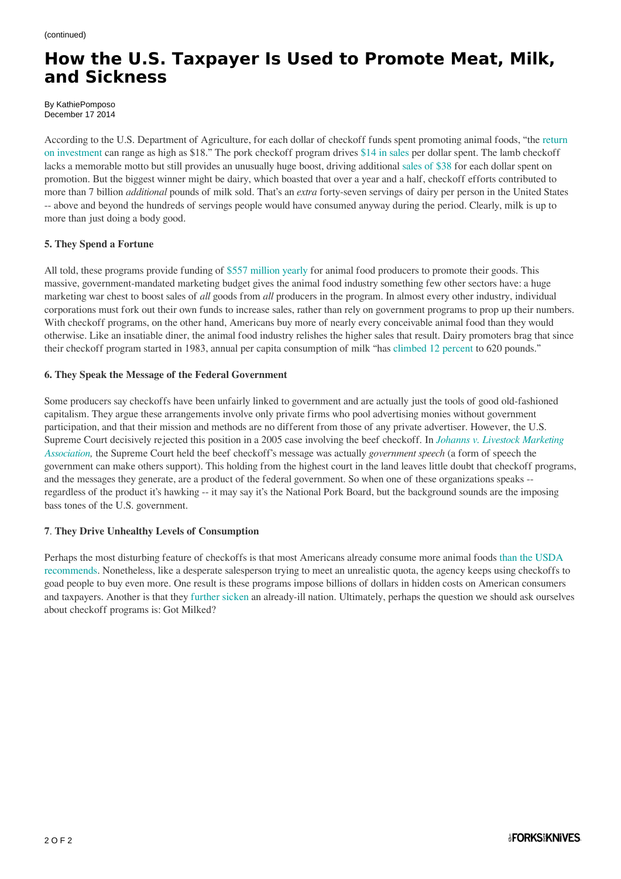(continued)

# How the U.S. Taxpayer Is Used to Promote Meat, Milk, and Sickness

By KathiePomposo
December 17 2014

According to the U.S. Department of Agriculture, for each dollar of checkoff funds spent promoting animal foods, "the return on investment can range as high as $18." The pork checkoff program drives $14 in sales per dollar spent. The lamb checkoff lacks a memorable motto but still provides an unusually huge boost, driving additional sales of $38 for each dollar spent on promotion. But the biggest winner might be dairy, which boasted that over a year and a half, checkoff efforts contributed to more than 7 billion *additional* pounds of milk sold. That's an *extra* forty-seven servings of dairy per person in the United States -- above and beyond the hundreds of servings people would have consumed anyway during the period. Clearly, milk is up to more than just doing a body good.

**5. They Spend a Fortune**

All told, these programs provide funding of $557 million yearly for animal food producers to promote their goods. This massive, government-mandated marketing budget gives the animal food industry something few other sectors have: a huge marketing war chest to boost sales of *all* goods from *all* producers in the program. In almost every other industry, individual corporations must fork out their own funds to increase sales, rather than rely on government programs to prop up their numbers. With checkoff programs, on the other hand, Americans buy more of nearly every conceivable animal food than they would otherwise. Like an insatiable diner, the animal food industry relishes the higher sales that result. Dairy promoters brag that since their checkoff program started in 1983, annual per capita consumption of milk "has climbed 12 percent to 620 pounds."

**6. They Speak the Message of the Federal Government**

Some producers say checkoffs have been unfairly linked to government and are actually just the tools of good old-fashioned capitalism. They argue these arrangements involve only private firms who pool advertising monies without government participation, and that their mission and methods are no different from those of any private advertiser. However, the U.S. Supreme Court decisively rejected this position in a 2005 case involving the beef checkoff. In *Johanns v. Livestock Marketing Association,* the Supreme Court held the beef checkoff's message was actually *government speech* (a form of speech the government can make others support). This holding from the highest court in the land leaves little doubt that checkoff programs, and the messages they generate, are a product of the federal government. So when one of these organizations speaks -- regardless of the product it's hawking -- it may say it's the National Pork Board, but the background sounds are the imposing bass tones of the U.S. government.

**7. They Drive Unhealthy Levels of Consumption**

Perhaps the most disturbing feature of checkoffs is that most Americans already consume more animal foods than the USDA recommends. Nonetheless, like a desperate salesperson trying to meet an unrealistic quota, the agency keeps using checkoffs to goad people to buy even more. One result is these programs impose billions of dollars in hidden costs on American consumers and taxpayers. Another is that they further sicken an already-ill nation. Ultimately, perhaps the question we should ask ourselves about checkoff programs is: Got Milked?